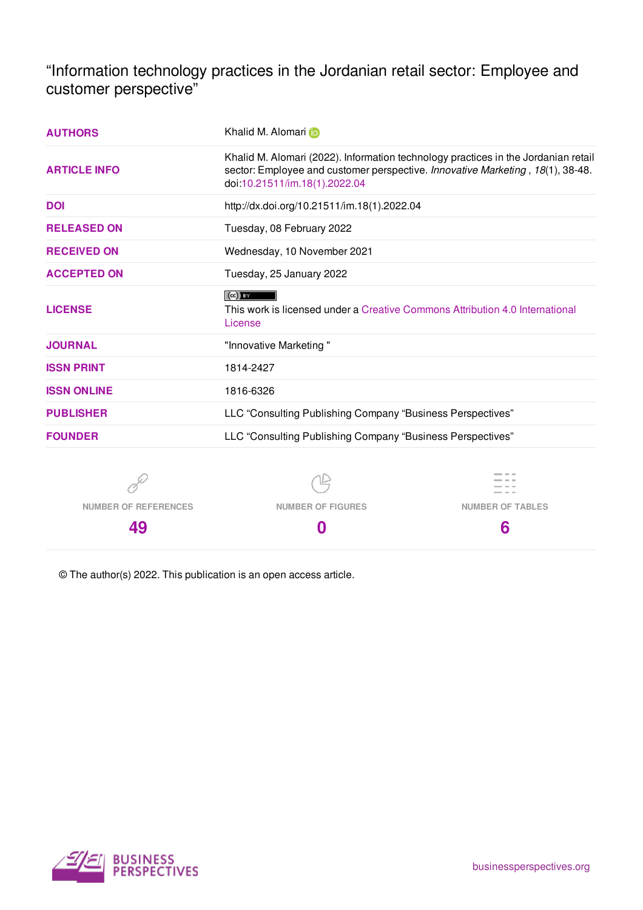# "Information technology practices in the Jordanian retail sector: Employee and customer perspective"

| | |
|---|---|
| **AUTHORS** | Khalid M. Alomari |
| **ARTICLE INFO** | Khalid M. Alomari (2022). Information technology practices in the Jordanian retail sector: Employee and customer perspective. *Innovative Marketing* , *18*(1), 38-48. doi:10.21511/im.18(1).2022.04 |
| **DOI** | http://dx.doi.org/10.21511/im.18(1).2022.04 |
| **RELEASED ON** | Tuesday, 08 February 2022 |
| **RECEIVED ON** | Wednesday, 10 November 2021 |
| **ACCEPTED ON** | Tuesday, 25 January 2022 |
| **LICENSE** | This work is licensed under a Creative Commons Attribution 4.0 International License |
| **JOURNAL** | "Innovative Marketing " |
| **ISSN PRINT** | 1814-2427 |
| **ISSN ONLINE** | 1816-6326 |
| **PUBLISHER** | LLC "Consulting Publishing Company "Business Perspectives" |
| **FOUNDER** | LLC "Consulting Publishing Company "Business Perspectives" |

| NUMBER OF REFERENCES | NUMBER OF FIGURES | NUMBER OF TABLES |
|---|---|---|
| 49 | 0 | 6 |

© The author(s) 2022. This publication is an open access article.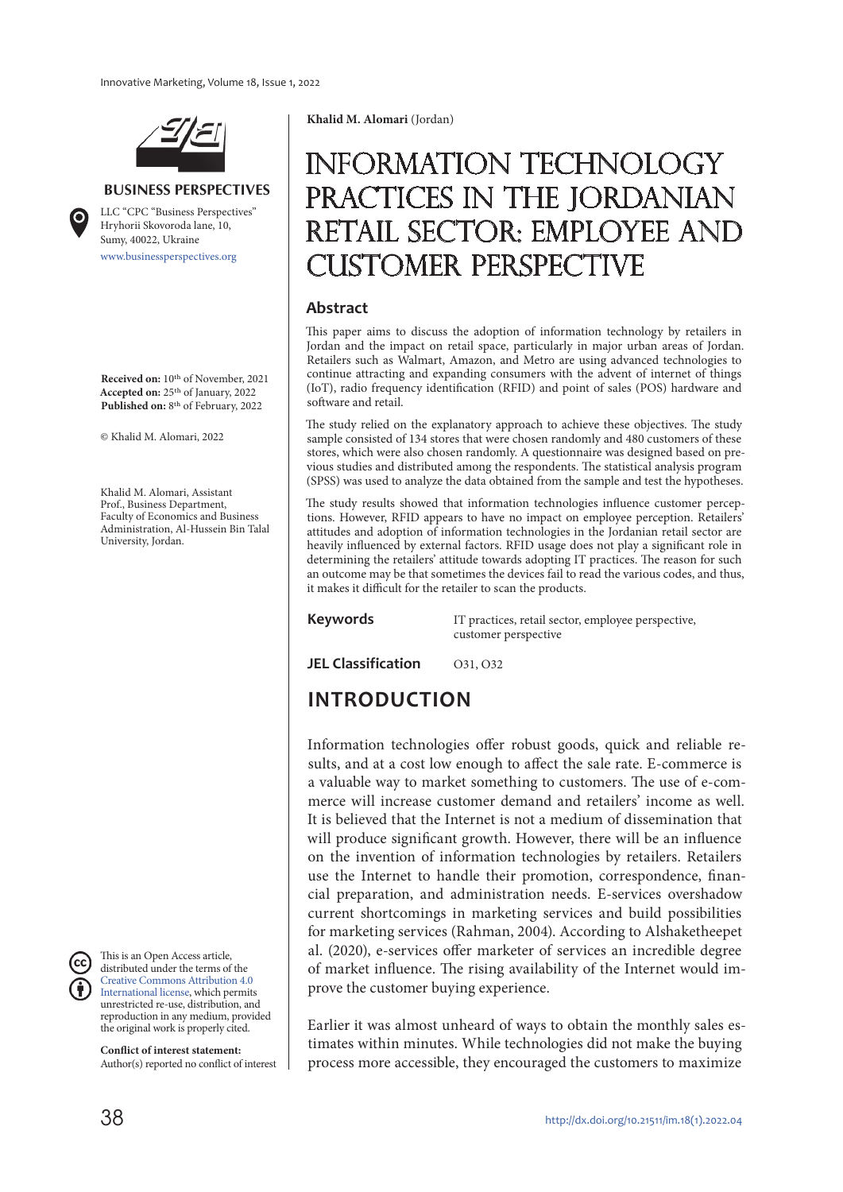**BUSINESS PERSPECTIVES**

LLC "CPC "Business Perspectives"
Hryhorii Skovoroda lane, 10,
Sumy, 40022, Ukraine
www.businessperspectives.org

**Received on:** 10th of November, 2021
**Accepted on:** 25th of January, 2022
**Published on:** 8th of February, 2022

© Khalid M. Alomari, 2022

Khalid M. Alomari, Assistant Prof., Business Department, Faculty of Economics and Business Administration, Al-Hussein Bin Talal University, Jordan.

This is an Open Access article, distributed under the terms of the Creative Commons Attribution 4.0 International license, which permits unrestricted re-use, distribution, and reproduction in any medium, provided the original work is properly cited.

**Conflict of interest statement:**
Author(s) reported no conflict of interest

**Khalid M. Alomari** (Jordan)

# INFORMATION TECHNOLOGY PRACTICES IN THE JORDANIAN RETAIL SECTOR: EMPLOYEE AND CUSTOMER PERSPECTIVE

## Abstract

This paper aims to discuss the adoption of information technology by retailers in Jordan and the impact on retail space, particularly in major urban areas of Jordan. Retailers such as Walmart, Amazon, and Metro are using advanced technologies to continue attracting and expanding consumers with the advent of internet of things (IoT), radio frequency identification (RFID) and point of sales (POS) hardware and software and retail.

The study relied on the explanatory approach to achieve these objectives. The study sample consisted of 134 stores that were chosen randomly and 480 customers of these stores, which were also chosen randomly. A questionnaire was designed based on previous studies and distributed among the respondents. The statistical analysis program (SPSS) was used to analyze the data obtained from the sample and test the hypotheses.

The study results showed that information technologies influence customer perceptions. However, RFID appears to have no impact on employee perception. Retailers' attitudes and adoption of information technologies in the Jordanian retail sector are heavily influenced by external factors. RFID usage does not play a significant role in determining the retailers' attitude towards adopting IT practices. The reason for such an outcome may be that sometimes the devices fail to read the various codes, and thus, it makes it difficult for the retailer to scan the products.

**Keywords** IT practices, retail sector, employee perspective, customer perspective

**JEL Classification** O31, O32

## INTRODUCTION

Information technologies offer robust goods, quick and reliable results, and at a cost low enough to affect the sale rate. E-commerce is a valuable way to market something to customers. The use of e-commerce will increase customer demand and retailers' income as well. It is believed that the Internet is not a medium of dissemination that will produce significant growth. However, there will be an influence on the invention of information technologies by retailers. Retailers use the Internet to handle their promotion, correspondence, financial preparation, and administration needs. E-services overshadow current shortcomings in marketing services and build possibilities for marketing services (Rahman, 2004). According to Alshaketheepet al. (2020), e-services offer marketer of services an incredible degree of market influence. The rising availability of the Internet would improve the customer buying experience.

Earlier it was almost unheard of ways to obtain the monthly sales estimates within minutes. While technologies did not make the buying process more accessible, they encouraged the customers to maximize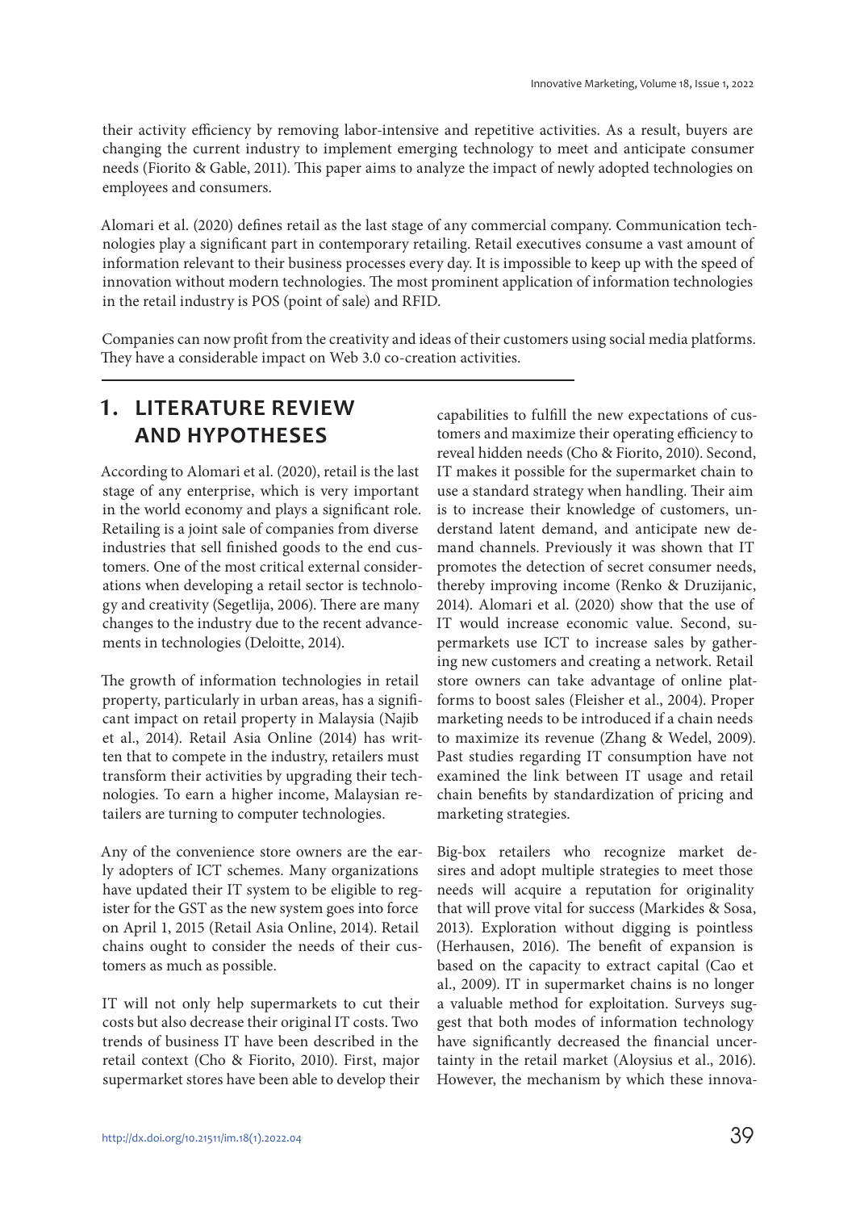their activity efficiency by removing labor-intensive and repetitive activities. As a result, buyers are changing the current industry to implement emerging technology to meet and anticipate consumer needs (Fiorito & Gable, 2011). This paper aims to analyze the impact of newly adopted technologies on employees and consumers.

Alomari et al. (2020) defines retail as the last stage of any commercial company. Communication technologies play a significant part in contemporary retailing. Retail executives consume a vast amount of information relevant to their business processes every day. It is impossible to keep up with the speed of innovation without modern technologies. The most prominent application of information technologies in the retail industry is POS (point of sale) and RFID.

Companies can now profit from the creativity and ideas of their customers using social media platforms. They have a considerable impact on Web 3.0 co-creation activities.

# 1. LITERATURE REVIEW AND HYPOTHESES

According to Alomari et al. (2020), retail is the last stage of any enterprise, which is very important in the world economy and plays a significant role. Retailing is a joint sale of companies from diverse industries that sell finished goods to the end customers. One of the most critical external considerations when developing a retail sector is technology and creativity (Segetlija, 2006). There are many changes to the industry due to the recent advancements in technologies (Deloitte, 2014).

The growth of information technologies in retail property, particularly in urban areas, has a significant impact on retail property in Malaysia (Najib et al., 2014). Retail Asia Online (2014) has written that to compete in the industry, retailers must transform their activities by upgrading their technologies. To earn a higher income, Malaysian retailers are turning to computer technologies.

Any of the convenience store owners are the early adopters of ICT schemes. Many organizations have updated their IT system to be eligible to register for the GST as the new system goes into force on April 1, 2015 (Retail Asia Online, 2014). Retail chains ought to consider the needs of their customers as much as possible.

IT will not only help supermarkets to cut their costs but also decrease their original IT costs. Two trends of business IT have been described in the retail context (Cho & Fiorito, 2010). First, major supermarket stores have been able to develop their capabilities to fulfill the new expectations of customers and maximize their operating efficiency to reveal hidden needs (Cho & Fiorito, 2010). Second, IT makes it possible for the supermarket chain to use a standard strategy when handling. Their aim is to increase their knowledge of customers, understand latent demand, and anticipate new demand channels. Previously it was shown that IT promotes the detection of secret consumer needs, thereby improving income (Renko & Druzijanic, 2014). Alomari et al. (2020) show that the use of IT would increase economic value. Second, supermarkets use ICT to increase sales by gathering new customers and creating a network. Retail store owners can take advantage of online platforms to boost sales (Fleisher et al., 2004). Proper marketing needs to be introduced if a chain needs to maximize its revenue (Zhang & Wedel, 2009). Past studies regarding IT consumption have not examined the link between IT usage and retail chain benefits by standardization of pricing and marketing strategies.

Big-box retailers who recognize market desires and adopt multiple strategies to meet those needs will acquire a reputation for originality that will prove vital for success (Markides & Sosa, 2013). Exploration without digging is pointless (Herhausen, 2016). The benefit of expansion is based on the capacity to extract capital (Cao et al., 2009). IT in supermarket chains is no longer a valuable method for exploitation. Surveys suggest that both modes of information technology have significantly decreased the financial uncertainty in the retail market (Aloysius et al., 2016). However, the mechanism by which these innova-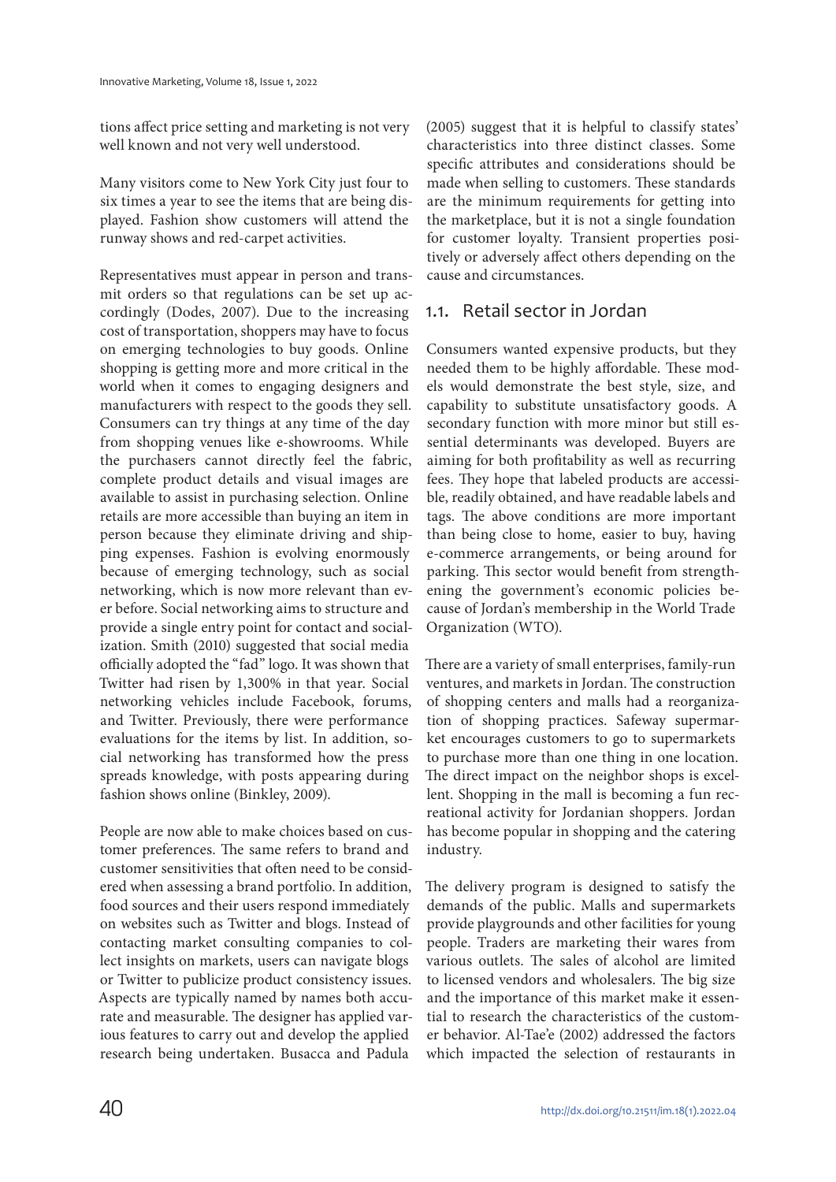tions affect price setting and marketing is not very well known and not very well understood.

Many visitors come to New York City just four to six times a year to see the items that are being displayed. Fashion show customers will attend the runway shows and red-carpet activities.

Representatives must appear in person and transmit orders so that regulations can be set up accordingly (Dodes, 2007). Due to the increasing cost of transportation, shoppers may have to focus on emerging technologies to buy goods. Online shopping is getting more and more critical in the world when it comes to engaging designers and manufacturers with respect to the goods they sell. Consumers can try things at any time of the day from shopping venues like e-showrooms. While the purchasers cannot directly feel the fabric, complete product details and visual images are available to assist in purchasing selection. Online retails are more accessible than buying an item in person because they eliminate driving and shipping expenses. Fashion is evolving enormously because of emerging technology, such as social networking, which is now more relevant than ever before. Social networking aims to structure and provide a single entry point for contact and socialization. Smith (2010) suggested that social media officially adopted the "fad" logo. It was shown that Twitter had risen by 1,300% in that year. Social networking vehicles include Facebook, forums, and Twitter. Previously, there were performance evaluations for the items by list. In addition, social networking has transformed how the press spreads knowledge, with posts appearing during fashion shows online (Binkley, 2009).

People are now able to make choices based on customer preferences. The same refers to brand and customer sensitivities that often need to be considered when assessing a brand portfolio. In addition, food sources and their users respond immediately on websites such as Twitter and blogs. Instead of contacting market consulting companies to collect insights on markets, users can navigate blogs or Twitter to publicize product consistency issues. Aspects are typically named by names both accurate and measurable. The designer has applied various features to carry out and develop the applied research being undertaken. Busacca and Padula (2005) suggest that it is helpful to classify states' characteristics into three distinct classes. Some specific attributes and considerations should be made when selling to customers. These standards are the minimum requirements for getting into the marketplace, but it is not a single foundation for customer loyalty. Transient properties positively or adversely affect others depending on the cause and circumstances.

## 1.1. Retail sector in Jordan

Consumers wanted expensive products, but they needed them to be highly affordable. These models would demonstrate the best style, size, and capability to substitute unsatisfactory goods. A secondary function with more minor but still essential determinants was developed. Buyers are aiming for both profitability as well as recurring fees. They hope that labeled products are accessible, readily obtained, and have readable labels and tags. The above conditions are more important than being close to home, easier to buy, having e-commerce arrangements, or being around for parking. This sector would benefit from strengthening the government's economic policies because of Jordan's membership in the World Trade Organization (WTO).

There are a variety of small enterprises, family-run ventures, and markets in Jordan. The construction of shopping centers and malls had a reorganization of shopping practices. Safeway supermarket encourages customers to go to supermarkets to purchase more than one thing in one location. The direct impact on the neighbor shops is excellent. Shopping in the mall is becoming a fun recreational activity for Jordanian shoppers. Jordan has become popular in shopping and the catering industry.

The delivery program is designed to satisfy the demands of the public. Malls and supermarkets provide playgrounds and other facilities for young people. Traders are marketing their wares from various outlets. The sales of alcohol are limited to licensed vendors and wholesalers. The big size and the importance of this market make it essential to research the characteristics of the customer behavior. Al-Tae'e (2002) addressed the factors which impacted the selection of restaurants in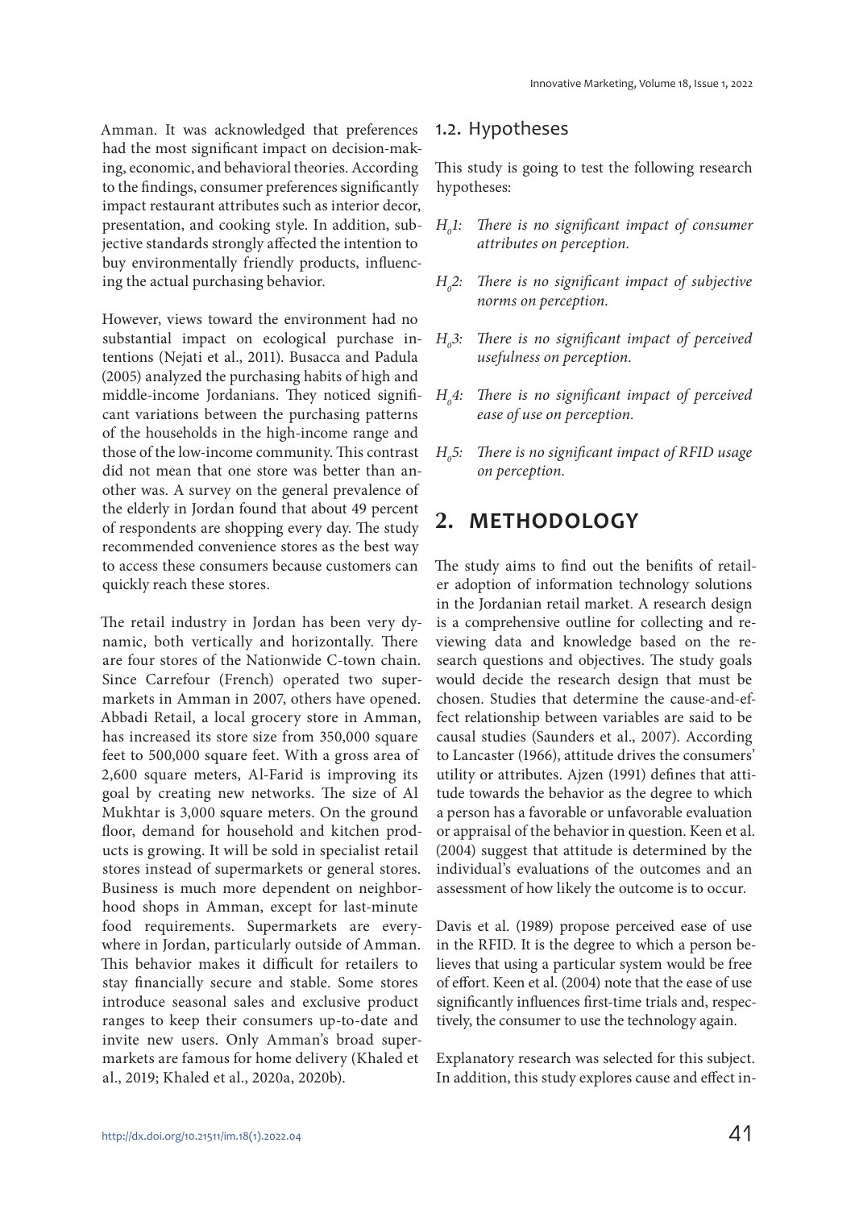Amman. It was acknowledged that preferences had the most significant impact on decision-making, economic, and behavioral theories. According to the findings, consumer preferences significantly impact restaurant attributes such as interior decor, presentation, and cooking style. In addition, subjective standards strongly affected the intention to buy environmentally friendly products, influencing the actual purchasing behavior.

However, views toward the environment had no substantial impact on ecological purchase intentions (Nejati et al., 2011). Busacca and Padula (2005) analyzed the purchasing habits of high and middle-income Jordanians. They noticed significant variations between the purchasing patterns of the households in the high-income range and those of the low-income community. This contrast did not mean that one store was better than another was. A survey on the general prevalence of the elderly in Jordan found that about 49 percent of respondents are shopping every day. The study recommended convenience stores as the best way to access these consumers because customers can quickly reach these stores.

The retail industry in Jordan has been very dynamic, both vertically and horizontally. There are four stores of the Nationwide C-town chain. Since Carrefour (French) operated two supermarkets in Amman in 2007, others have opened. Abbadi Retail, a local grocery store in Amman, has increased its store size from 350,000 square feet to 500,000 square feet. With a gross area of 2,600 square meters, Al-Farid is improving its goal by creating new networks. The size of Al Mukhtar is 3,000 square meters. On the ground floor, demand for household and kitchen products is growing. It will be sold in specialist retail stores instead of supermarkets or general stores. Business is much more dependent on neighborhood shops in Amman, except for last-minute food requirements. Supermarkets are everywhere in Jordan, particularly outside of Amman. This behavior makes it difficult for retailers to stay financially secure and stable. Some stores introduce seasonal sales and exclusive product ranges to keep their consumers up-to-date and invite new users. Only Amman's broad supermarkets are famous for home delivery (Khaled et al., 2019; Khaled et al., 2020a, 2020b).

### 1.2. Hypotheses

This study is going to test the following research hypotheses:

- $H_01$: *There is no significant impact of consumer attributes on perception.*
- $H_02$: *There is no significant impact of subjective norms on perception.*
- $H_03$: *There is no significant impact of perceived usefulness on perception.*
- $H_04$: *There is no significant impact of perceived ease of use on perception.*
- $H_05$: *There is no significant impact of RFID usage on perception.*

## 2. METHODOLOGY

The study aims to find out the benifits of retailer adoption of information technology solutions in the Jordanian retail market. A research design is a comprehensive outline for collecting and reviewing data and knowledge based on the research questions and objectives. The study goals would decide the research design that must be chosen. Studies that determine the cause-and-effect relationship between variables are said to be causal studies (Saunders et al., 2007). According to Lancaster (1966), attitude drives the consumers' utility or attributes. Ajzen (1991) defines that attitude towards the behavior as the degree to which a person has a favorable or unfavorable evaluation or appraisal of the behavior in question. Keen et al. (2004) suggest that attitude is determined by the individual's evaluations of the outcomes and an assessment of how likely the outcome is to occur.

Davis et al. (1989) propose perceived ease of use in the RFID. It is the degree to which a person believes that using a particular system would be free of effort. Keen et al. (2004) note that the ease of use significantly influences first-time trials and, respectively, the consumer to use the technology again.

Explanatory research was selected for this subject. In addition, this study explores cause and effect in-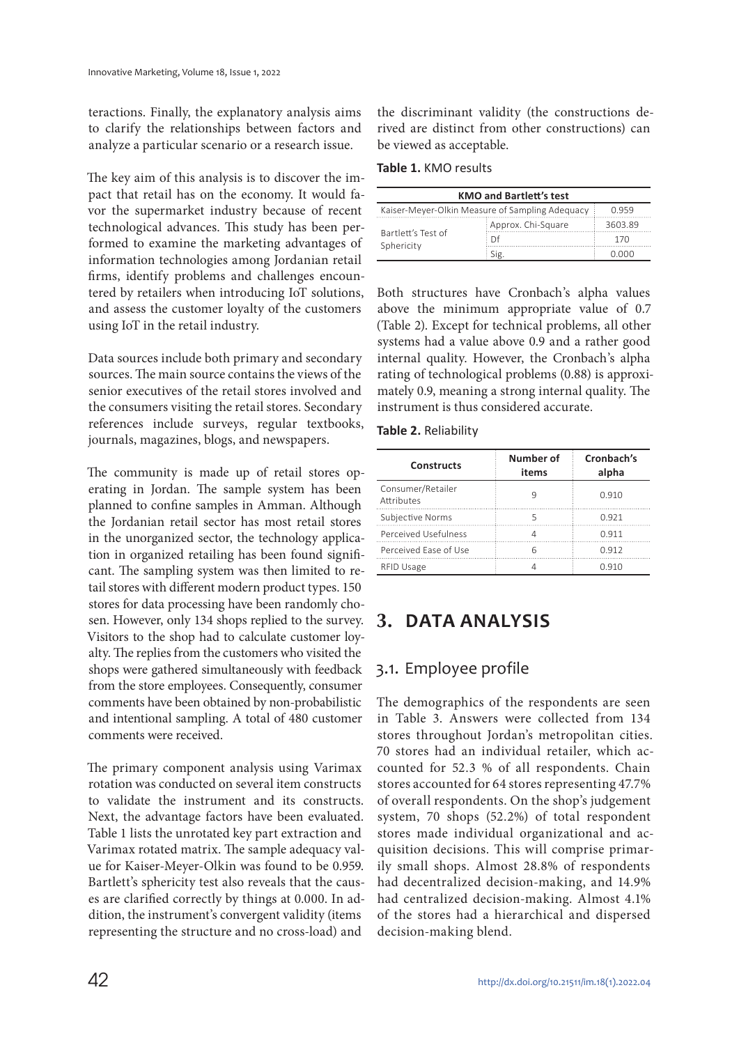teractions. Finally, the explanatory analysis aims to clarify the relationships between factors and analyze a particular scenario or a research issue.

The key aim of this analysis is to discover the impact that retail has on the economy. It would favor the supermarket industry because of recent technological advances. This study has been performed to examine the marketing advantages of information technologies among Jordanian retail firms, identify problems and challenges encountered by retailers when introducing IoT solutions, and assess the customer loyalty of the customers using IoT in the retail industry.

Data sources include both primary and secondary sources. The main source contains the views of the senior executives of the retail stores involved and the consumers visiting the retail stores. Secondary references include surveys, regular textbooks, journals, magazines, blogs, and newspapers.

The community is made up of retail stores operating in Jordan. The sample system has been planned to confine samples in Amman. Although the Jordanian retail sector has most retail stores in the unorganized sector, the technology application in organized retailing has been found significant. The sampling system was then limited to retail stores with different modern product types. 150 stores for data processing have been randomly chosen. However, only 134 shops replied to the survey. Visitors to the shop had to calculate customer loyalty. The replies from the customers who visited the shops were gathered simultaneously with feedback from the store employees. Consequently, consumer comments have been obtained by non-probabilistic and intentional sampling. A total of 480 customer comments were received.

The primary component analysis using Varimax rotation was conducted on several item constructs to validate the instrument and its constructs. Next, the advantage factors have been evaluated. Table 1 lists the unrotated key part extraction and Varimax rotated matrix. The sample adequacy value for Kaiser-Meyer-Olkin was found to be 0.959. Bartlett's sphericity test also reveals that the causes are clarified correctly by things at 0.000. In addition, the instrument's convergent validity (items representing the structure and no cross-load) and the discriminant validity (the constructions derived are distinct from other constructions) can be viewed as acceptable.

**Table 1.** KMO results

| KMO and Bartlett's test | | |
|---|---|---|
| Kaiser-Meyer-Olkin Measure of Sampling Adequacy | | 0.959 |
| Bartlett's Test of Sphericity | Approx. Chi-Square | 3603.89 |
| | Df | 170 |
| | Sig. | 0.000 |

Both structures have Cronbach's alpha values above the minimum appropriate value of 0.7 (Table 2). Except for technical problems, all other systems had a value above 0.9 and a rather good internal quality. However, the Cronbach's alpha rating of technological problems (0.88) is approximately 0.9, meaning a strong internal quality. The instrument is thus considered accurate.

**Table 2.** Reliability

| Constructs | Number of items | Cronbach's alpha |
|---|---|---|
| Consumer/Retailer Attributes | 9 | 0.910 |
| Subjective Norms | 5 | 0.921 |
| Perceived Usefulness | 4 | 0.911 |
| Perceived Ease of Use | 6 | 0.912 |
| RFID Usage | 4 | 0.910 |

# 3. DATA ANALYSIS

## 3.1. Employee profile

The demographics of the respondents are seen in Table 3. Answers were collected from 134 stores throughout Jordan's metropolitan cities. 70 stores had an individual retailer, which accounted for 52.3 % of all respondents. Chain stores accounted for 64 stores representing 47.7% of overall respondents. On the shop's judgement system, 70 shops (52.2%) of total respondent stores made individual organizational and acquisition decisions. This will comprise primarily small shops. Almost 28.8% of respondents had decentralized decision-making, and 14.9% had centralized decision-making. Almost 4.1% of the stores had a hierarchical and dispersed decision-making blend.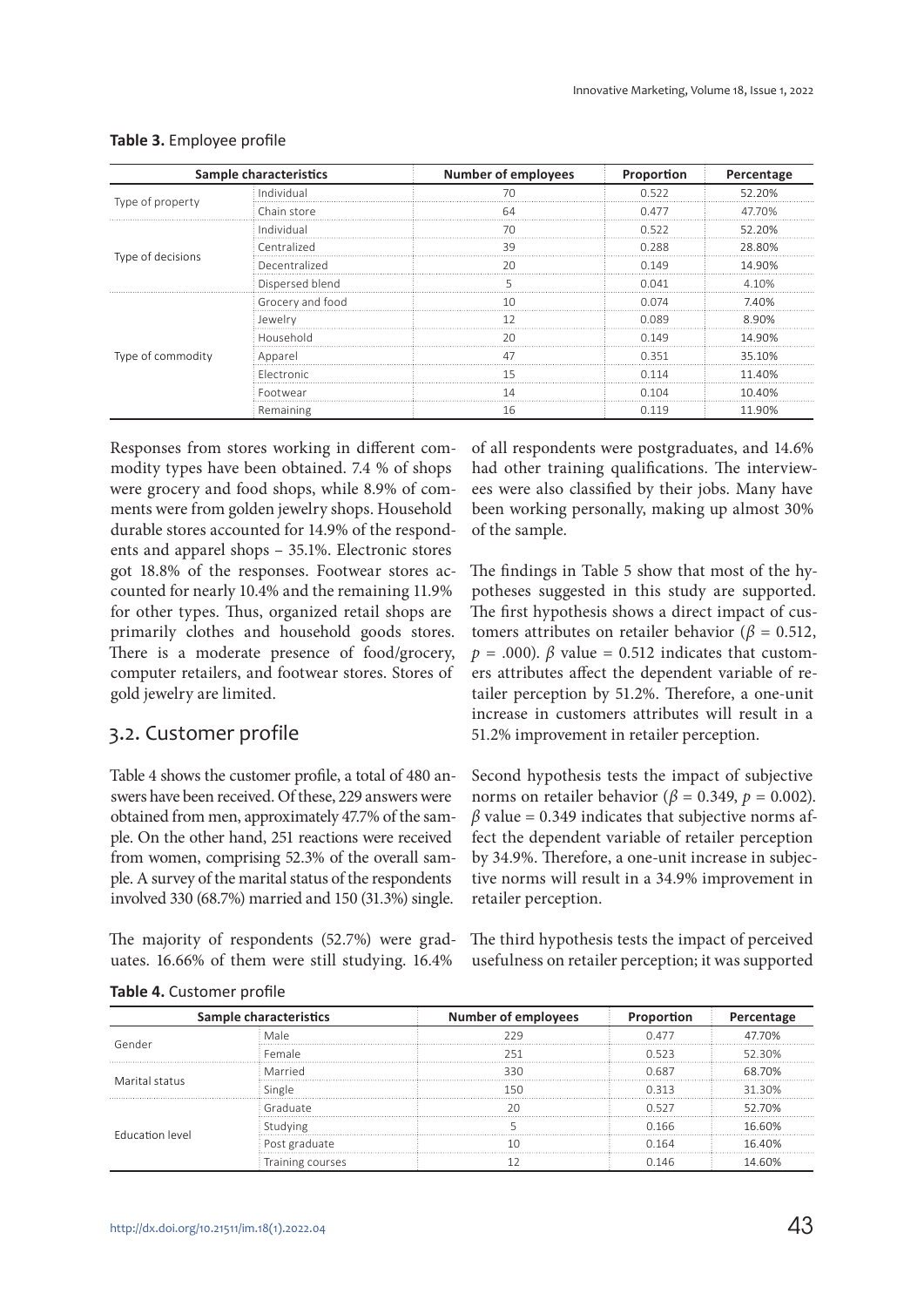**Table 3.** Employee profile

| Sample characteristics | | Number of employees | Proportion | Percentage |
|---|---|---|---|---|
| Type of property | Individual | 70 | 0.522 | 52.20% |
| | Chain store | 64 | 0.477 | 47.70% |
| Type of decisions | Individual | 70 | 0.522 | 52.20% |
| | Centralized | 39 | 0.288 | 28.80% |
| | Decentralized | 20 | 0.149 | 14.90% |
| | Dispersed blend | 5 | 0.041 | 4.10% |
| Type of commodity | Grocery and food | 10 | 0.074 | 7.40% |
| | Jewelry | 12 | 0.089 | 8.90% |
| | Household | 20 | 0.149 | 14.90% |
| | Apparel | 47 | 0.351 | 35.10% |
| | Electronic | 15 | 0.114 | 11.40% |
| | Footwear | 14 | 0.104 | 10.40% |
| | Remaining | 16 | 0.119 | 11.90% |

Responses from stores working in different commodity types have been obtained. 7.4 % of shops were grocery and food shops, while 8.9% of comments were from golden jewelry shops. Household durable stores accounted for 14.9% of the respondents and apparel shops – 35.1%. Electronic stores got 18.8% of the responses. Footwear stores accounted for nearly 10.4% and the remaining 11.9% for other types. Thus, organized retail shops are primarily clothes and household goods stores. There is a moderate presence of food/grocery, computer retailers, and footwear stores. Stores of gold jewelry are limited.

## 3.2. Customer profile

Table 4 shows the customer profile, a total of 480 answers have been received. Of these, 229 answers were obtained from men, approximately 47.7% of the sample. On the other hand, 251 reactions were received from women, comprising 52.3% of the overall sample. A survey of the marital status of the respondents involved 330 (68.7%) married and 150 (31.3%) single.

The majority of respondents (52.7%) were graduates. 16.66% of them were still studying. 16.4% of all respondents were postgraduates, and 14.6% had other training qualifications. The interviewees were also classified by their jobs. Many have been working personally, making up almost 30% of the sample.

The findings in Table 5 show that most of the hypotheses suggested in this study are supported. The first hypothesis shows a direct impact of customers attributes on retailer behavior ($\beta$ = 0.512, $p$ = .000). $\beta$ value = 0.512 indicates that customers attributes affect the dependent variable of retailer perception by 51.2%. Therefore, a one-unit increase in customers attributes will result in a 51.2% improvement in retailer perception.

Second hypothesis tests the impact of subjective norms on retailer behavior ($\beta$ = 0.349, $p$ = 0.002). $\beta$ value = 0.349 indicates that subjective norms affect the dependent variable of retailer perception by 34.9%. Therefore, a one-unit increase in subjective norms will result in a 34.9% improvement in retailer perception.

The third hypothesis tests the impact of perceived usefulness on retailer perception; it was supported

**Table 4.** Customer profile

| Sample characteristics | | Number of employees | Proportion | Percentage |
|---|---|---|---|---|
| Gender | Male | 229 | 0.477 | 47.70% |
| | Female | 251 | 0.523 | 52.30% |
| Marital status | Married | 330 | 0.687 | 68.70% |
| | Single | 150 | 0.313 | 31.30% |
| Education level | Graduate | 20 | 0.527 | 52.70% |
| | Studying | 5 | 0.166 | 16.60% |
| | Post graduate | 10 | 0.164 | 16.40% |
| | Training courses | 12 | 0.146 | 14.60% |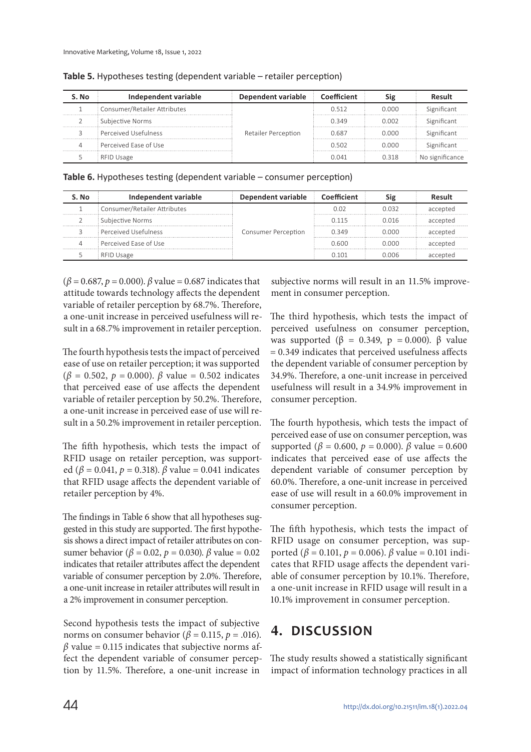**Table 5.** Hypotheses testing (dependent variable – retailer perception)

| S. No | Independent variable | Dependent variable | Coefficient | Sig | Result |
|---|---|---|---|---|---|
| 1 | Consumer/Retailer Attributes | Retailer Perception | 0.512 | 0.000 | Significant |
| 2 | Subjective Norms | | 0.349 | 0.002 | Significant |
| 3 | Perceived Usefulness | | 0.687 | 0.000 | Significant |
| 4 | Perceived Ease of Use | | 0.502 | 0.000 | Significant |
| 5 | RFID Usage | | 0.041 | 0.318 | No significance |

**Table 6.** Hypotheses testing (dependent variable – consumer perception)

| S. No | Independent variable | Dependent variable | Coefficient | Sig | Result |
|---|---|---|---|---|---|
| 1 | Consumer/Retailer Attributes | Consumer Perception | 0.02 | 0.032 | accepted |
| 2 | Subjective Norms | | 0.115 | 0.016 | accepted |
| 3 | Perceived Usefulness | | 0.349 | 0.000 | accepted |
| 4 | Perceived Ease of Use | | 0.600 | 0.000 | accepted |
| 5 | RFID Usage | | 0.101 | 0.006 | accepted |

($\beta = 0.687$, $p = 0.000$). $\beta$ value = 0.687 indicates that attitude towards technology affects the dependent variable of retailer perception by 68.7%. Therefore, a one-unit increase in perceived usefulness will result in a 68.7% improvement in retailer perception.

The fourth hypothesis tests the impact of perceived ease of use on retailer perception; it was supported ($\beta = 0.502$, $p = 0.000$). $\beta$ value = 0.502 indicates that perceived ease of use affects the dependent variable of retailer perception by 50.2%. Therefore, a one-unit increase in perceived ease of use will result in a 50.2% improvement in retailer perception.

The fifth hypothesis, which tests the impact of RFID usage on retailer perception, was supported ($\beta = 0.041$, $p = 0.318$). $\beta$ value = 0.041 indicates that RFID usage affects the dependent variable of retailer perception by 4%.

The findings in Table 6 show that all hypotheses suggested in this study are supported. The first hypothesis shows a direct impact of retailer attributes on consumer behavior ($\beta = 0.02$, $p = 0.030$). $\beta$ value = 0.02 indicates that retailer attributes affect the dependent variable of consumer perception by 2.0%. Therefore, a one-unit increase in retailer attributes will result in a 2% improvement in consumer perception.

Second hypothesis tests the impact of subjective norms on consumer behavior ($\beta = 0.115$, $p = .016$). $\beta$ value = 0.115 indicates that subjective norms affect the dependent variable of consumer perception by 11.5%. Therefore, a one-unit increase in subjective norms will result in an 11.5% improvement in consumer perception.

The third hypothesis, which tests the impact of perceived usefulness on consumer perception, was supported ($\beta = 0.349$, $p = 0.000$). $\beta$ value = 0.349 indicates that perceived usefulness affects the dependent variable of consumer perception by 34.9%. Therefore, a one-unit increase in perceived usefulness will result in a 34.9% improvement in consumer perception.

The fourth hypothesis, which tests the impact of perceived ease of use on consumer perception, was supported ($\beta = 0.600$, $p = 0.000$). $\beta$ value = 0.600 indicates that perceived ease of use affects the dependent variable of consumer perception by 60.0%. Therefore, a one-unit increase in perceived ease of use will result in a 60.0% improvement in consumer perception.

The fifth hypothesis, which tests the impact of RFID usage on consumer perception, was supported ($\beta = 0.101$, $p = 0.006$). $\beta$ value = 0.101 indicates that RFID usage affects the dependent variable of consumer perception by 10.1%. Therefore, a one-unit increase in RFID usage will result in a 10.1% improvement in consumer perception.

## 4. DISCUSSION

The study results showed a statistically significant impact of information technology practices in all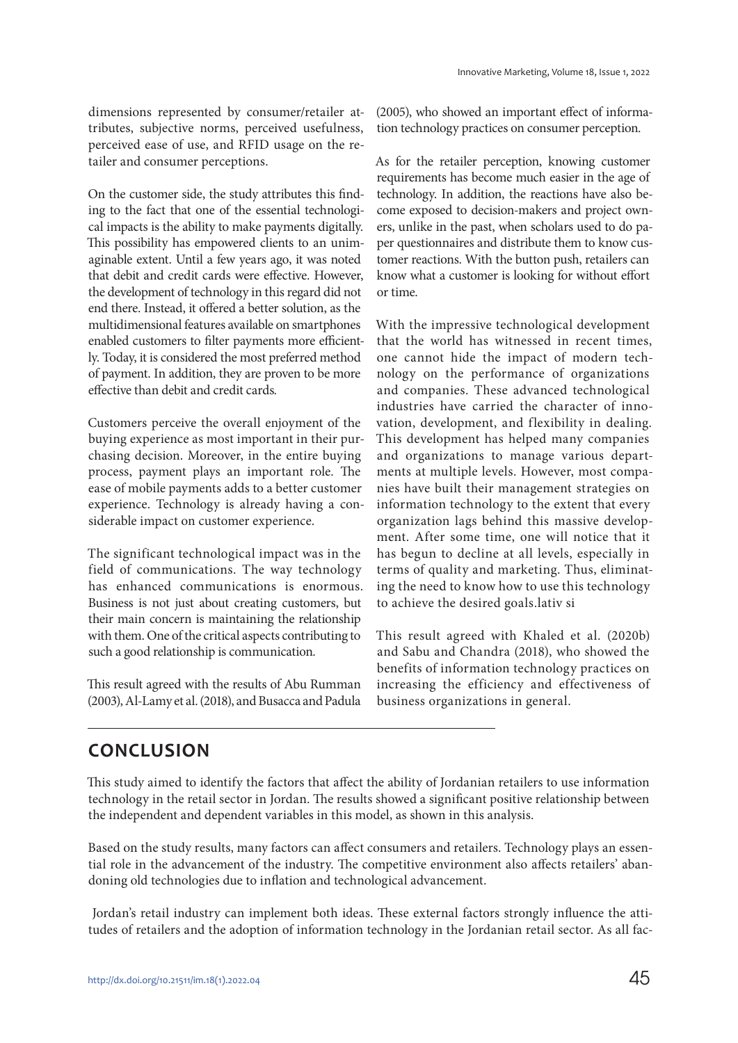dimensions represented by consumer/retailer attributes, subjective norms, perceived usefulness, perceived ease of use, and RFID usage on the retailer and consumer perceptions.

On the customer side, the study attributes this finding to the fact that one of the essential technological impacts is the ability to make payments digitally. This possibility has empowered clients to an unimaginable extent. Until a few years ago, it was noted that debit and credit cards were effective. However, the development of technology in this regard did not end there. Instead, it offered a better solution, as the multidimensional features available on smartphones enabled customers to filter payments more efficiently. Today, it is considered the most preferred method of payment. In addition, they are proven to be more effective than debit and credit cards.

Customers perceive the overall enjoyment of the buying experience as most important in their purchasing decision. Moreover, in the entire buying process, payment plays an important role. The ease of mobile payments adds to a better customer experience. Technology is already having a considerable impact on customer experience.

The significant technological impact was in the field of communications. The way technology has enhanced communications is enormous. Business is not just about creating customers, but their main concern is maintaining the relationship with them. One of the critical aspects contributing to such a good relationship is communication.

This result agreed with the results of Abu Rumman (2003), Al-Lamy et al. (2018), and Busacca and Padula (2005), who showed an important effect of information technology practices on consumer perception.

As for the retailer perception, knowing customer requirements has become much easier in the age of technology. In addition, the reactions have also become exposed to decision-makers and project owners, unlike in the past, when scholars used to do paper questionnaires and distribute them to know customer reactions. With the button push, retailers can know what a customer is looking for without effort or time.

With the impressive technological development that the world has witnessed in recent times, one cannot hide the impact of modern technology on the performance of organizations and companies. These advanced technological industries have carried the character of innovation, development, and flexibility in dealing. This development has helped many companies and organizations to manage various departments at multiple levels. However, most companies have built their management strategies on information technology to the extent that every organization lags behind this massive development. After some time, one will notice that it has begun to decline at all levels, especially in terms of quality and marketing. Thus, eliminating the need to know how to use this technology to achieve the desired goals.lativ si

This result agreed with Khaled et al. (2020b) and Sabu and Chandra (2018), who showed the benefits of information technology practices on increasing the efficiency and effectiveness of business organizations in general.

## CONCLUSION

This study aimed to identify the factors that affect the ability of Jordanian retailers to use information technology in the retail sector in Jordan. The results showed a significant positive relationship between the independent and dependent variables in this model, as shown in this analysis.

Based on the study results, many factors can affect consumers and retailers. Technology plays an essential role in the advancement of the industry. The competitive environment also affects retailers' abandoning old technologies due to inflation and technological advancement.

Jordan's retail industry can implement both ideas. These external factors strongly influence the attitudes of retailers and the adoption of information technology in the Jordanian retail sector. As all fac-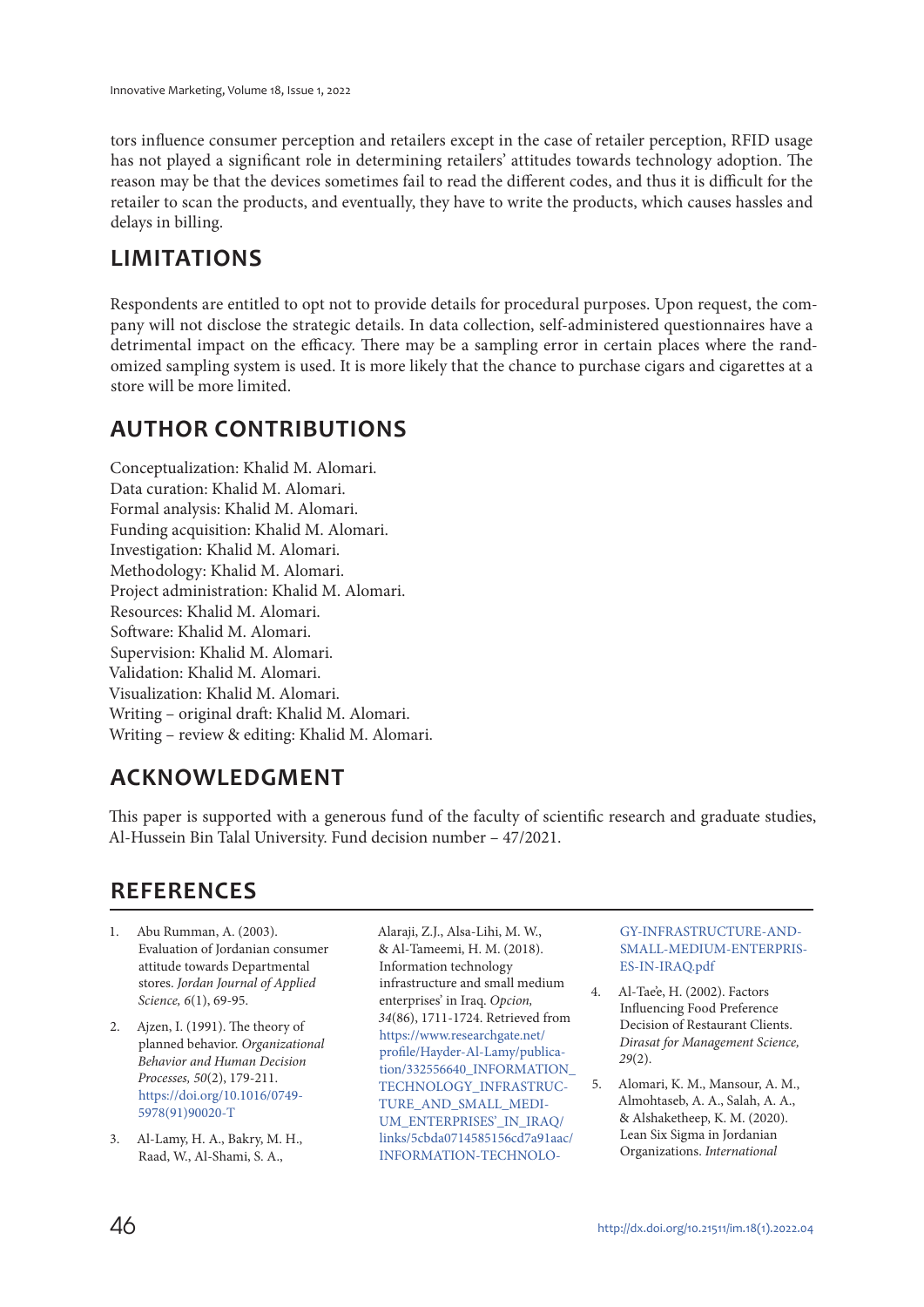tors influence consumer perception and retailers except in the case of retailer perception, RFID usage has not played a significant role in determining retailers' attitudes towards technology adoption. The reason may be that the devices sometimes fail to read the different codes, and thus it is difficult for the retailer to scan the products, and eventually, they have to write the products, which causes hassles and delays in billing.

## LIMITATIONS

Respondents are entitled to opt not to provide details for procedural purposes. Upon request, the company will not disclose the strategic details. In data collection, self-administered questionnaires have a detrimental impact on the efficacy. There may be a sampling error in certain places where the randomized sampling system is used. It is more likely that the chance to purchase cigars and cigarettes at a store will be more limited.

## AUTHOR CONTRIBUTIONS

Conceptualization: Khalid M. Alomari.
Data curation: Khalid M. Alomari.
Formal analysis: Khalid M. Alomari.
Funding acquisition: Khalid M. Alomari.
Investigation: Khalid M. Alomari.
Methodology: Khalid M. Alomari.
Project administration: Khalid M. Alomari.
Resources: Khalid M. Alomari.
Software: Khalid M. Alomari.
Supervision: Khalid M. Alomari.
Validation: Khalid M. Alomari.
Visualization: Khalid M. Alomari.
Writing – original draft: Khalid M. Alomari.
Writing – review & editing: Khalid M. Alomari.

## ACKNOWLEDGMENT

This paper is supported with a generous fund of the faculty of scientific research and graduate studies, Al-Hussein Bin Talal University. Fund decision number – 47/2021.

## REFERENCES

1. Abu Rumman, A. (2003). Evaluation of Jordanian consumer attitude towards Departmental stores. *Jordan Journal of Applied Science, 6*(1), 69-95.
2. Ajzen, I. (1991). The theory of planned behavior. *Organizational Behavior and Human Decision Processes, 50*(2), 179-211. https://doi.org/10.1016/0749-5978(91)90020-T
3. Al-Lamy, H. A., Bakry, M. H., Raad, W., Al-Shami, S. A., Alaraji, Z.J., Alsa-Lihi, M. W., & Al-Tameemi, H. M. (2018). Information technology infrastructure and small medium enterprises' in Iraq. *Opcion, 34*(86), 1711-1724. Retrieved from https://www.researchgate.net/profile/Hayder-Al-Lamy/publication/332556640_INFORMATION_TECHNOLOGY_INFRASTRUCTURE_AND_SMALL_MEDIUM_ENTERPRISES'_IN_IRAQ/links/5cbda0714585156cd7a91aac/INFORMATION-TECHNOLOGY-INFRASTRUCTURE-AND-SMALL-MEDIUM-ENTERPRISES-IN-IRAQ.pdf
4. Al-Tae'e, H. (2002). Factors Influencing Food Preference Decision of Restaurant Clients. *Dirasat for Management Science, 29*(2).
5. Alomari, K. M., Mansour, A. M., Almohtaseb, A. A., Salah, A. A., & Alshaketheep, K. M. (2020). Lean Six Sigma in Jordanian Organizations. *International*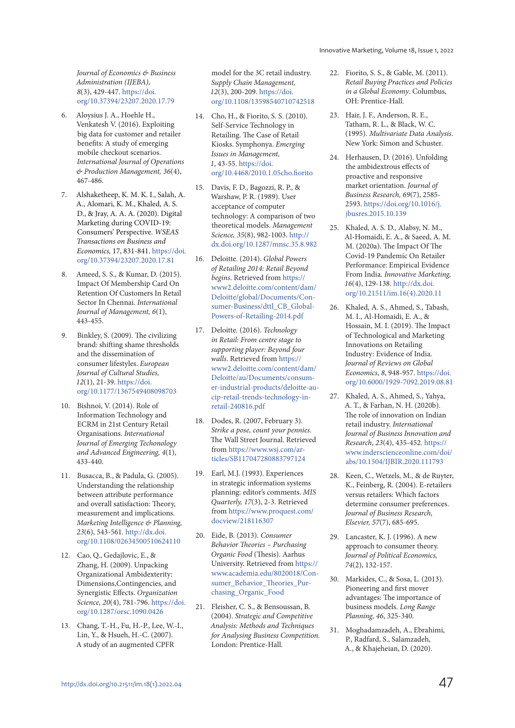*Journal of Economics & Business Administration (IJEBA), 8*(3), 429-447. https://doi.org/10.37394/23207.2020.17.79

6. Aloysius J. A., Hoehle H., Venkatesh V. (2016). Exploiting big data for customer and retailer benefits: A study of emerging mobile checkout scenarios. *International Journal of Operations & Production Management, 36*(4), 467-486.
7. Alshaketheep, K. M. K. I., Salah, A. A., Alomari, K. M., Khaled, A. S. D., & Jray, A. A. A. (2020). Digital Marketing during COVID-19: Consumers' Perspective. *WSEAS Transactions on Business and Economics,* 17, 831-841. https://doi.org/10.37394/23207.2020.17.81
8. Ameed, S. S., & Kumar, D. (2015). Impact Of Membership Card On Retention Of Customers In Retail Sector In Chennai. *International Journal of Management, 6*(1), 443-455.
9. Binkley, S. (2009). The civilizing brand: shifting shame thresholds and the dissemination of consumer lifestyles. *European Journal of Cultural Studies, 12*(1), 21-39. https://doi.org/10.1177/1367549408098703
10. Bishnoi, V. (2014). Role of Information Technology and ECRM in 21st Century Retail Organisations. *International Journal of Emerging Techonology and Advanced Engineering, 4*(1), 433-440.
11. Busacca, B., & Padula, G. (2005). Understanding the relationship between attribute performance and overall satisfaction: Theory, measurement and implications. *Marketing Intelligence & Planning, 23*(6), 543-561. http://dx.doi.org/10.1108/02634500510624110
12. Cao, Q., Gedajlovic, E., & Zhang, H. (2009). Unpacking Organizational Ambidexterity: Dimensions,Contingencies, and Synergistic Effects. *Organization Science, 20*(4), 781-796. https://doi.org/10.1287/orsc.1090.0426
13. Chang, T.-H., Fu, H.-P., Lee, W.-I., Lin, Y., & Hsueh, H.-C. (2007). A study of an augmented CPFR model for the 3C retail industry. *Supply Chain Management, 12*(3), 200-209. https://doi.org/10.1108/13598540710742518
14. Cho, H., & Fiorito, S. S. (2010). Self-Service Technology in Retailing. The Case of Retail Kiosks. Symphonya. *Emerging Issues in Management, 1*, 43-55. https://doi.org/10.4468/2010.1.05cho.fiorito
15. Davis, F. D., Bagozzi, R. P., & Warshaw, P. R. (1989). User acceptance of computer technology: A comparison of two theoretical models. *Management Science, 35*(8), 982-1003. http://dx.doi.org/10.1287/mnsc.35.8.982
16. Deloitte. (2014). *Global Powers of Retailing 2014: Retail Beyond begins*. Retrieved from https://www2.deloitte.com/content/dam/Deloitte/global/Documents/Consumer-Business/dttl_CB_Global-Powers-of-Retailing-2014.pdf
17. Deloitte. (2016). *Technology in Retail: From centre stage to supporting player: Beyond four walls*. Retrieved from https://www2.deloitte.com/content/dam/Deloitte/au/Documents/consumer-industrial-products/deloitte-au-cip-retail-trends-technology-in-retail-240816.pdf
18. Dodes, R. (2007, February 3). *Strike a pose, count your pennies.* The Wall Street Journal. Retrieved from https://www.wsj.com/articles/SB117047280883797124
19. Earl, M.J. (1993). Experiences in strategic information systems planning: editor's comments. *MIS Quarterly, 17*(3), 2-3. Retrieved from https://www.proquest.com/docview/218116307
20. Eide, B. (2013). *Consumer Behavior Theories – Purchasing Organic Food* (Thesis). Aarhus University. Retrieved from https://www.academia.edu/8020018/Consumer_Behavior_Theories_Purchasing_Organic_Food
21. Fleisher, C. S., & Bensoussan, B. (2004). *Strategic and Competitive Analysis: Methods and Techniques for Analysing Business Competition.* London: Prentice-Hall.
22. Fiorito, S. S., & Gable, M. (2011). *Retail Buying Practices and Policies in a Global Economy*. Columbus, OH: Prentice-Hall.
23. Hair, J. F., Anderson, R. E., Tatham, R. L., & Black, W. C. (1995). *Multivariate Data Analysis*. New York: Simon and Schuster.
24. Herhausen, D. (2016). Unfolding the ambidextrous effects of proactive and responsive market orientation. *Journal of Business Research, 69*(7), 2585-2593. https://doi.org/10.1016/j.jbusres.2015.10.139
25. Khaled, A. S. D., Alabsy, N. M., Al-Homaidi, E. A., & Saeed, A. M. M. (2020a). The Impact Of The Covid-19 Pandemic On Retailer Performance: Empirical Evidence From India. *Innovative Marketing, 16*(4), 129-138. http://dx.doi.org/10.21511/im.16(4).2020.11
26. Khaled, A. S., Ahmed, S., Tabash, M. I., Al-Homaidi, E. A., & Hossain, M. I. (2019). The Impact of Technological and Marketing Innovations on Retailing Industry: Evidence of India. *Journal of Reviews on Global Economics, 8*, 948-957. https://doi.org/10.6000/1929-7092.2019.08.81
27. Khaled, A. S., Ahmed, S., Yahya, A. T., & Farhan, N. H. (2020b). The role of innovation on Indian retail industry. *International Journal of Business Innovation and Research, 23*(4), 435-452. https://www.inderscienceonline.com/doi/abs/10.1504/IJBIR.2020.111793
28. Keen, C., Wetzels, M., & de Ruyter, K., Feinberg, R. (2004). E-retailers versus retailers: Which factors determine consumer preferences. *Journal of Business Research, Elsevier, 57*(7), 685-695.
29. Lancaster, K. J. (1996). A new approach to consumer theory. *Journal of Political Economics, 74*(2), 132-157.
30. Markides, C., & Sosa, L. (2013). Pioneering and first mover advantages: The importance of business models. *Long Range Planning, 46*, 325-340.
31. Moghadamzadeh, A., Ebrahimi, P., Radfard, S., Salamzadeh, A., & Khajeheian, D. (2020).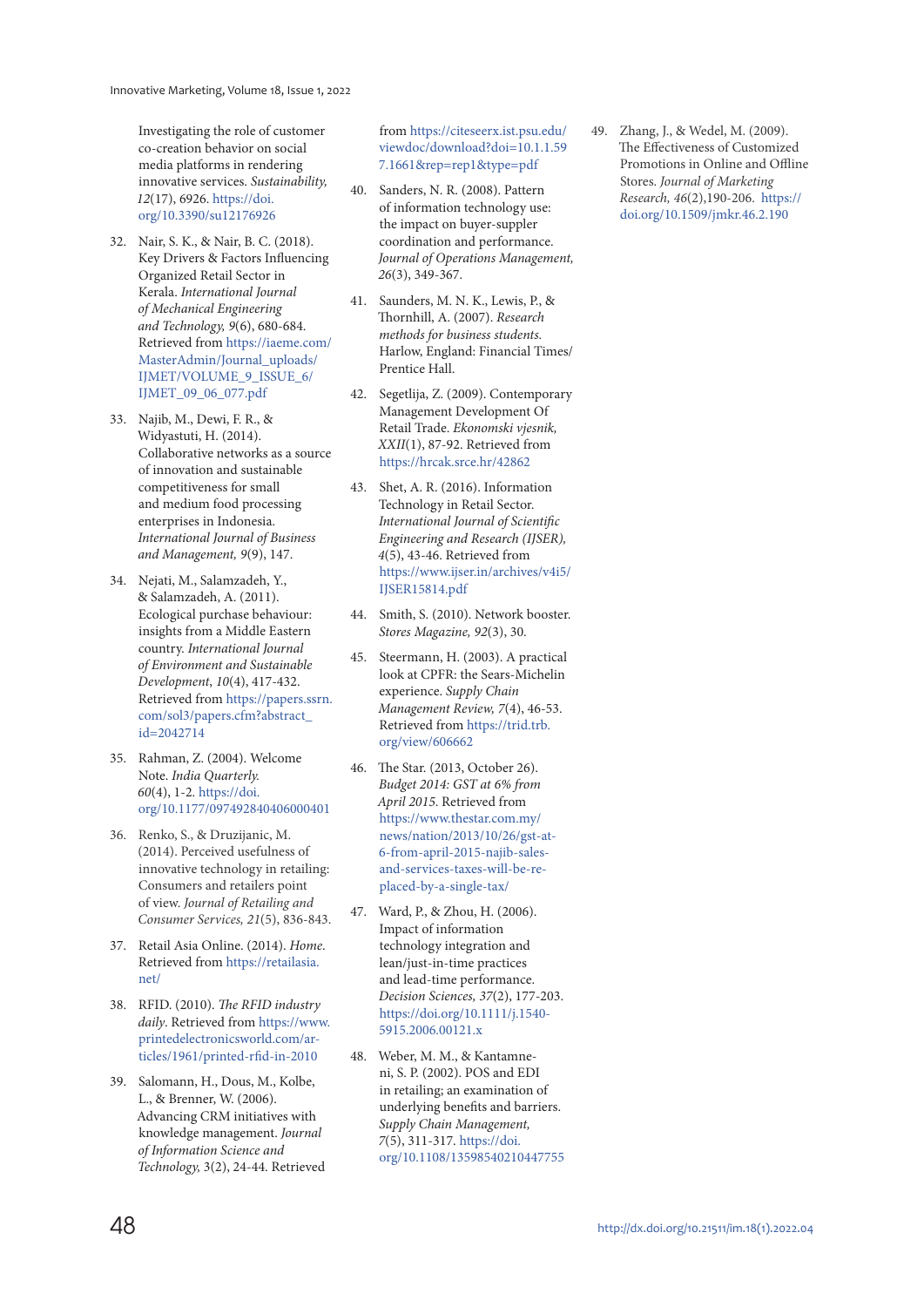Investigating the role of customer co-creation behavior on social media platforms in rendering innovative services. *Sustainability, 12*(17), 6926. https://doi.org/10.3390/su12176926

32. Nair, S. K., & Nair, B. C. (2018). Key Drivers & Factors Influencing Organized Retail Sector in Kerala. *International Journal of Mechanical Engineering and Technology, 9*(6), 680-684. Retrieved from https://iaeme.com/MasterAdmin/Journal_uploads/IJMET/VOLUME_9_ISSUE_6/IJMET_09_06_077.pdf

33. Najib, M., Dewi, F. R., & Widyastuti, H. (2014). Collaborative networks as a source of innovation and sustainable competitiveness for small and medium food processing enterprises in Indonesia. *International Journal of Business and Management, 9*(9), 147.

34. Nejati, M., Salamzadeh, Y., & Salamzadeh, A. (2011). Ecological purchase behaviour: insights from a Middle Eastern country. *International Journal of Environment and Sustainable Development*, *10*(4), 417-432. Retrieved from https://papers.ssrn.com/sol3/papers.cfm?abstract_id=2042714

35. Rahman, Z. (2004). Welcome Note. *India Quarterly. 60*(4), 1-2. https://doi.org/10.1177/097492840406000401

36. Renko, S., & Druzijanic, M. (2014). Perceived usefulness of innovative technology in retailing: Consumers and retailers point of view. *Journal of Retailing and Consumer Services, 21*(5), 836-843.

37. Retail Asia Online. (2014). *Home*. Retrieved from https://retailasia.net/

38. RFID. (2010). *The RFID industry daily*. Retrieved from https://www.printedelectronicsworld.com/articles/1961/printed-rfid-in-2010

39. Salomann, H., Dous, M., Kolbe, L., & Brenner, W. (2006). Advancing CRM initiatives with knowledge management. *Journal of Information Science and Technology,* 3(2), 24-44. Retrieved from https://citeseerx.ist.psu.edu/viewdoc/download?doi=10.1.1.597.1661&rep=rep1&type=pdf

40. Sanders, N. R. (2008). Pattern of information technology use: the impact on buyer-suppler coordination and performance. *Journal of Operations Management, 26*(3), 349-367.

41. Saunders, M. N. K., Lewis, P., & Thornhill, A. (2007). *Research methods for business students.* Harlow, England: Financial Times/Prentice Hall.

42. Segetlija, Z. (2009). Contemporary Management Development Of Retail Trade. *Ekonomski vjesnik, XXII*(1), 87-92. Retrieved from https://hrcak.srce.hr/42862

43. Shet, A. R. (2016). Information Technology in Retail Sector. *International Journal of Scientific Engineering and Research (IJSER), 4*(5), 43-46. Retrieved from https://www.ijser.in/archives/v4i5/IJSER15814.pdf

44. Smith, S. (2010). Network booster. *Stores Magazine, 92*(3), 30.

45. Steermann, H. (2003). A practical look at CPFR: the Sears-Michelin experience. *Supply Chain Management Review, 7*(4), 46-53. Retrieved from https://trid.trb.org/view/606662

46. The Star. (2013, October 26). *Budget 2014: GST at 6% from April 2015.* Retrieved from https://www.thestar.com.my/news/nation/2013/10/26/gst-at-6-from-april-2015-najib-sales-and-services-taxes-will-be-replaced-by-a-single-tax/

47. Ward, P., & Zhou, H. (2006). Impact of information technology integration and lean/just-in-time practices and lead-time performance. *Decision Sciences, 37*(2), 177-203. https://doi.org/10.1111/j.1540-5915.2006.00121.x

48. Weber, M. M., & Kantamneni, S. P. (2002). POS and EDI in retailing; an examination of underlying benefits and barriers. *Supply Chain Management, 7*(5), 311-317. https://doi.org/10.1108/13598540210447755

49. Zhang, J., & Wedel, M. (2009). The Effectiveness of Customized Promotions in Online and Offline Stores. *Journal of Marketing Research, 46*(2),190-206. https://doi.org/10.1509/jmkr.46.2.190